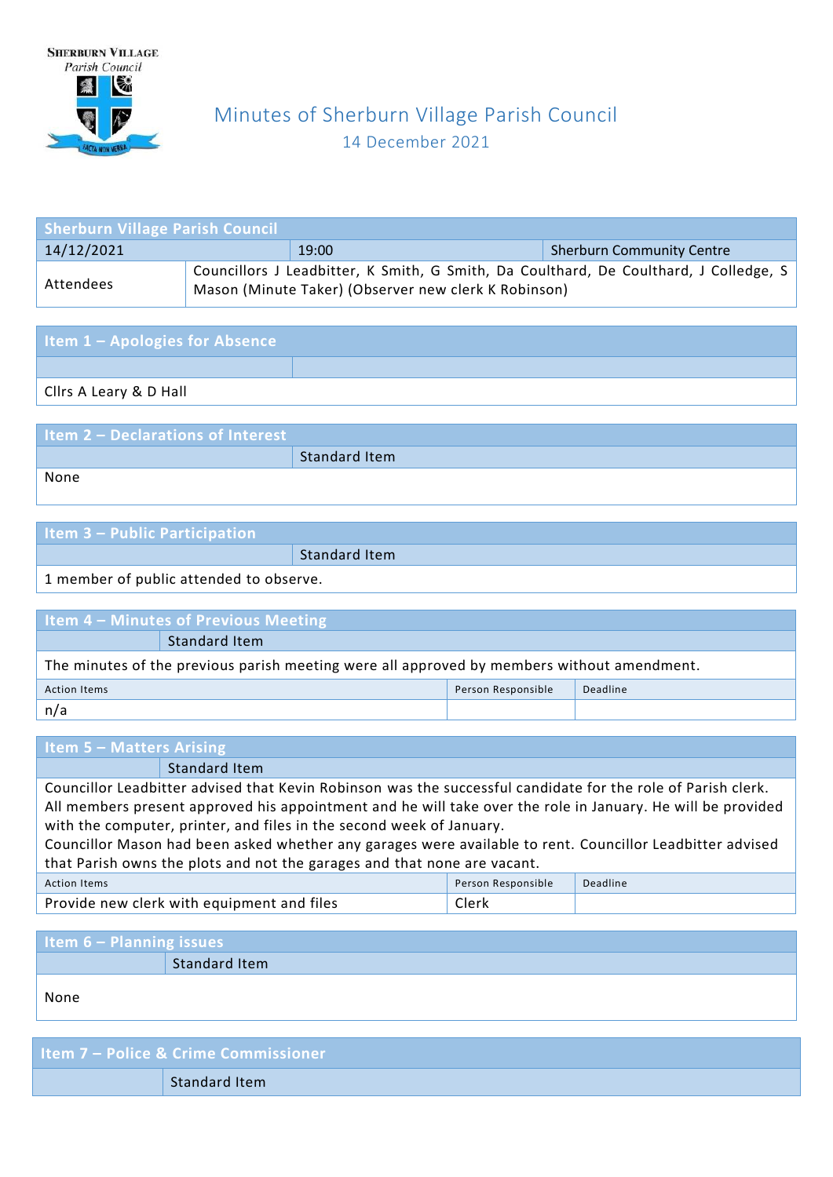Sherburn Village Parish Council

# Minutes of Sherburn Village Parish Council

14 December 2021

| Sherburn Village Parish Council | | |
|---|---|---|
| 14/12/2021 | 19:00 | Sherburn Community Centre |
| Attendees | Councillors J Leadbitter, K Smith, G Smith, Da Coulthard, De Coulthard, J Colledge, S Mason (Minute Taker) (Observer new clerk K Robinson) | |

## Item 1 – Apologies for Absence

Cllrs A Leary & D Hall

## Item 2 – Declarations of Interest

Standard Item

None

## Item 3 – Public Participation

Standard Item

1 member of public attended to observe.

## Item 4 – Minutes of Previous Meeting

Standard Item

The minutes of the previous parish meeting were all approved by members without amendment.

| Action Items | Person Responsible | Deadline |
|---|---|---|
| n/a | | |

## Item 5 – Matters Arising

Standard Item

Councillor Leadbitter advised that Kevin Robinson was the successful candidate for the role of Parish clerk. All members present approved his appointment and he will take over the role in January. He will be provided with the computer, printer, and files in the second week of January.

Councillor Mason had been asked whether any garages were available to rent. Councillor Leadbitter advised that Parish owns the plots and not the garages and that none are vacant.

| Action Items | Person Responsible | Deadline |
|---|---|---|
| Provide new clerk with equipment and files | Clerk | |

## Item 6 – Planning issues

Standard Item

None

## Item 7 – Police & Crime Commissioner

Standard Item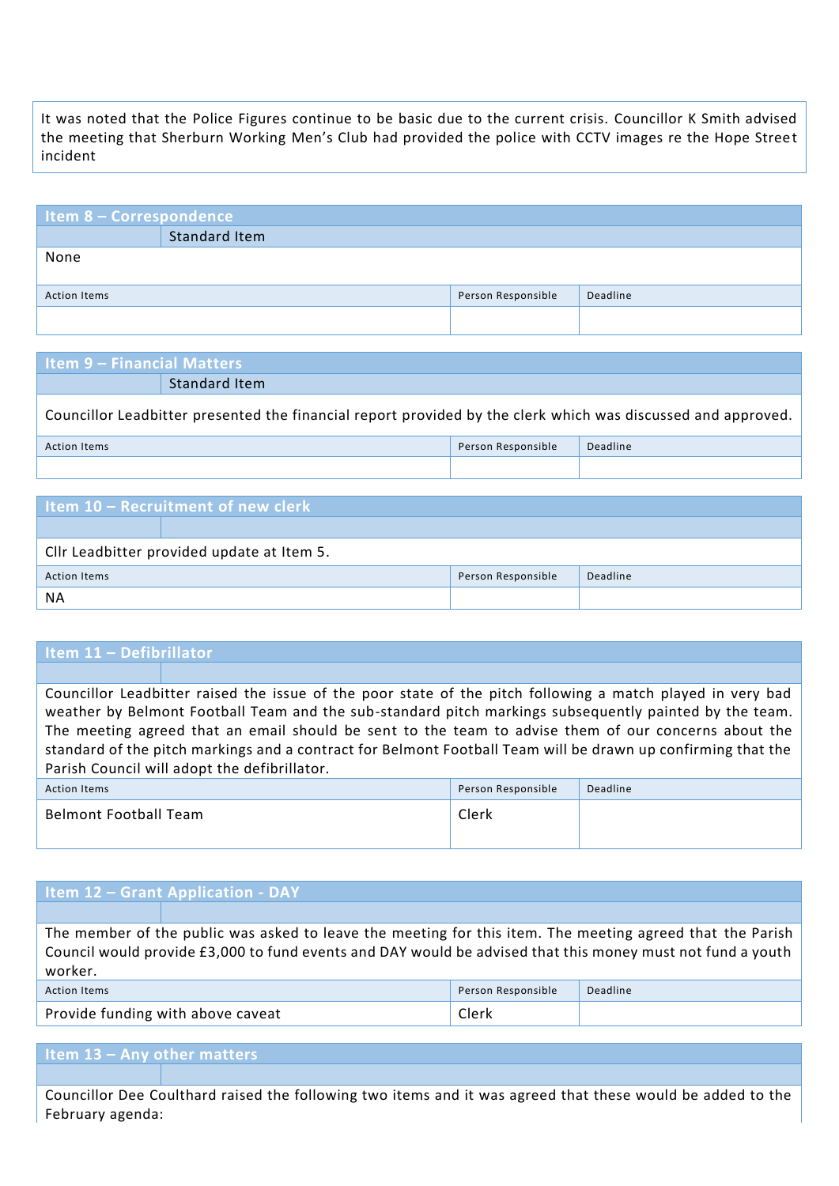It was noted that the Police Figures continue to be basic due to the current crisis. Councillor K Smith advised the meeting that Sherburn Working Men's Club had provided the police with CCTV images re the Hope Street incident

## Item 8 – Correspondence

| | Standard Item |
|---|---|

None

| Action Items | Person Responsible | Deadline |
|---|---|---|
| | | |

## Item 9 – Financial Matters

| | Standard Item |
|---|---|

Councillor Leadbitter presented the financial report provided by the clerk which was discussed and approved.

| Action Items | Person Responsible | Deadline |
|---|---|---|
| | | |

## Item 10 – Recruitment of new clerk

Cllr Leadbitter provided update at Item 5.

| Action Items | Person Responsible | Deadline |
|---|---|---|
| NA | | |

## Item 11 – Defibrillator

Councillor Leadbitter raised the issue of the poor state of the pitch following a match played in very bad weather by Belmont Football Team and the sub-standard pitch markings subsequently painted by the team. The meeting agreed that an email should be sent to the team to advise them of our concerns about the standard of the pitch markings and a contract for Belmont Football Team will be drawn up confirming that the Parish Council will adopt the defibrillator.

| Action Items | Person Responsible | Deadline |
|---|---|---|
| Belmont Football Team | Clerk | |

## Item 12 – Grant Application - DAY

The member of the public was asked to leave the meeting for this item. The meeting agreed that the Parish Council would provide £3,000 to fund events and DAY would be advised that this money must not fund a youth worker.

| Action Items | Person Responsible | Deadline |
|---|---|---|
| Provide funding with above caveat | Clerk | |

## Item 13 – Any other matters

Councillor Dee Coulthard raised the following two items and it was agreed that these would be added to the February agenda: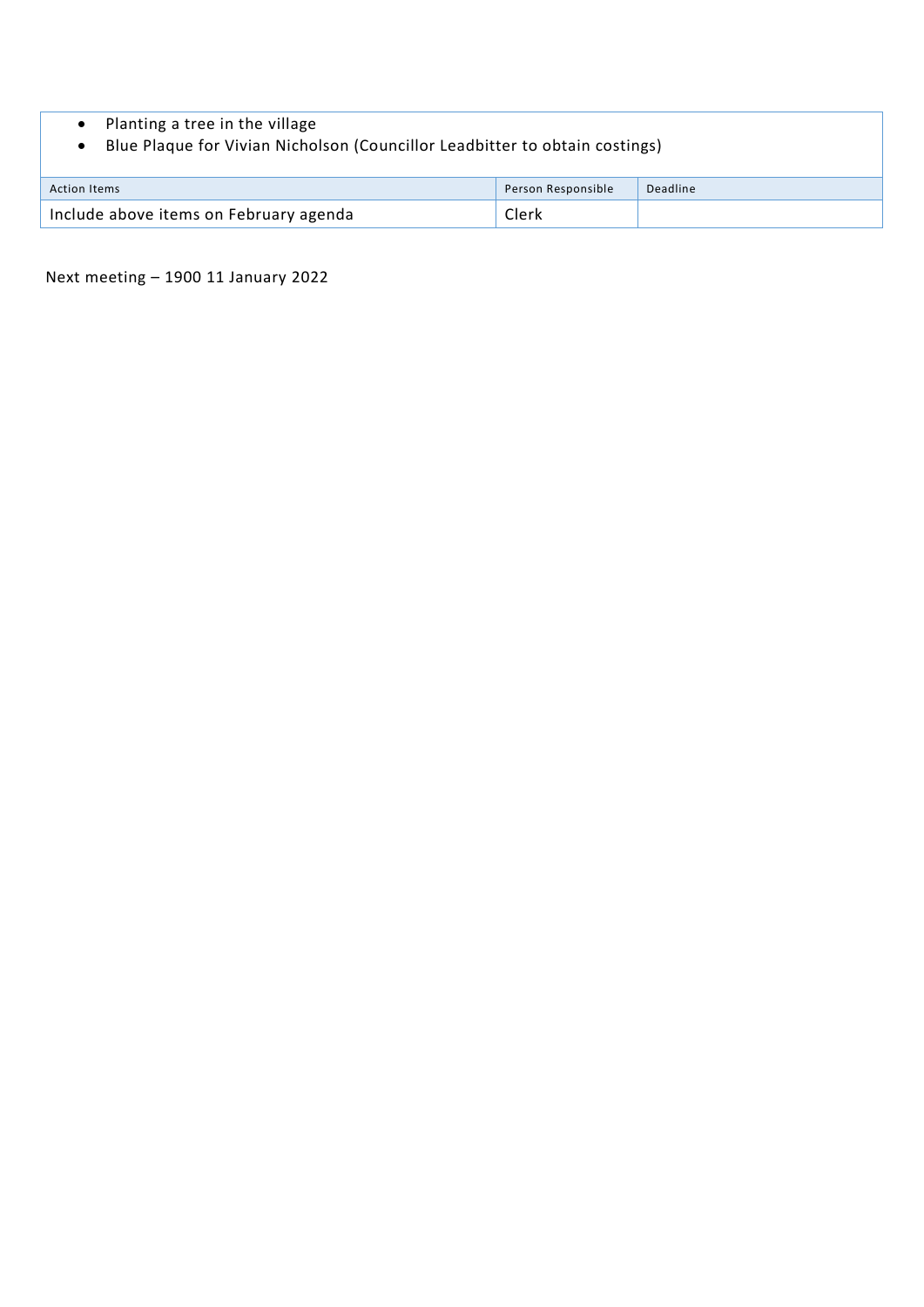- Planting a tree in the village
- Blue Plaque for Vivian Nicholson (Councillor Leadbitter to obtain costings)

| Action Items | Person Responsible | Deadline |
|---|---|---|
| Include above items on February agenda | Clerk | |

Next meeting – 1900 11 January 2022